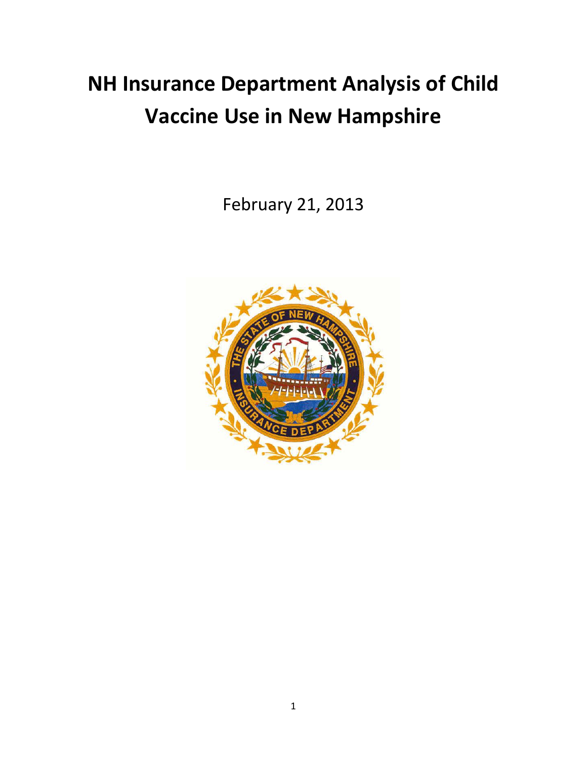# NH Insurance Department Analysis of Child Vaccine Use in New Hampshire

February 21, 2013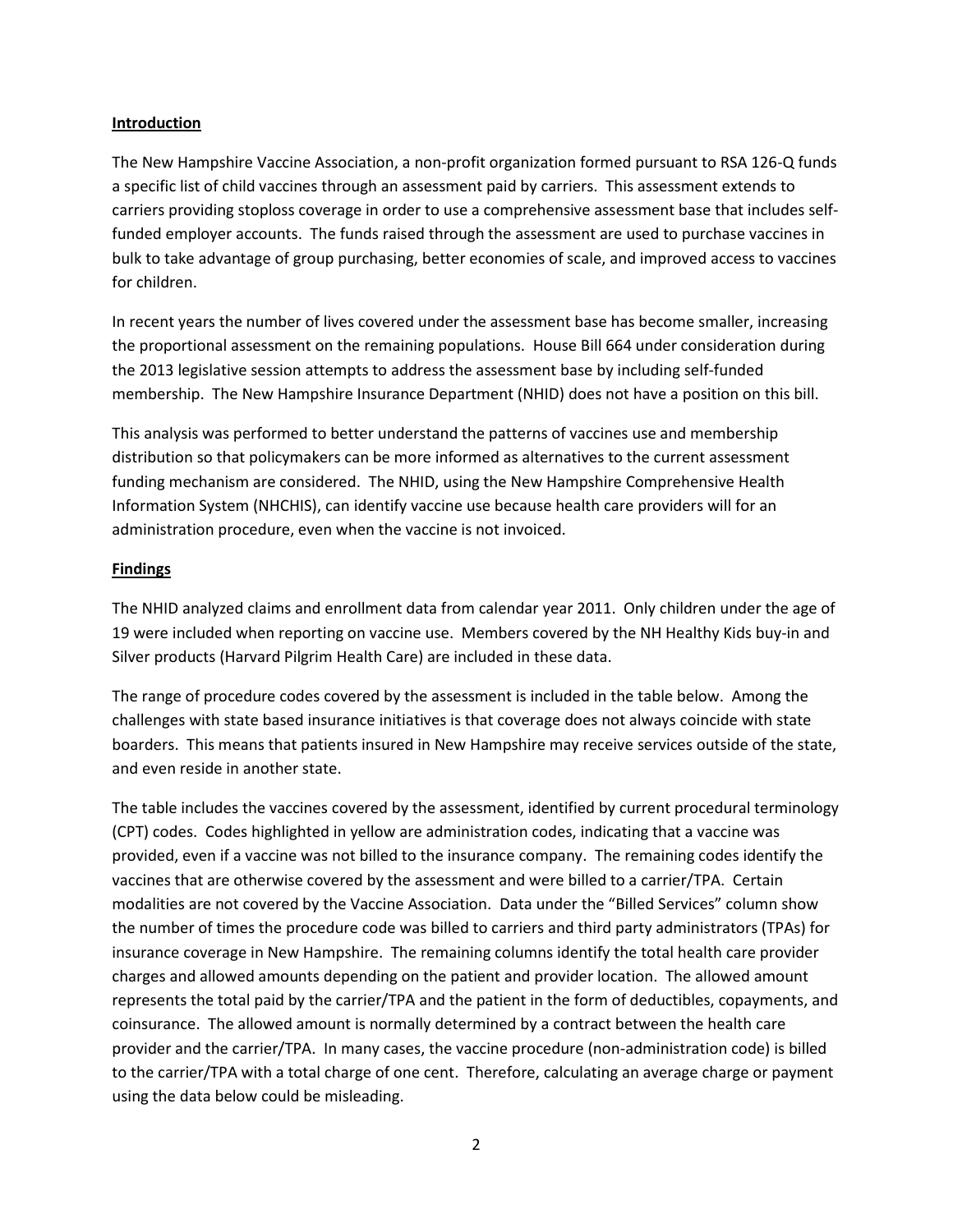**Introduction**

The New Hampshire Vaccine Association, a non-profit organization formed pursuant to RSA 126-Q funds a specific list of child vaccines through an assessment paid by carriers. This assessment extends to carriers providing stoploss coverage in order to use a comprehensive assessment base that includes self-funded employer accounts. The funds raised through the assessment are used to purchase vaccines in bulk to take advantage of group purchasing, better economies of scale, and improved access to vaccines for children.

In recent years the number of lives covered under the assessment base has become smaller, increasing the proportional assessment on the remaining populations. House Bill 664 under consideration during the 2013 legislative session attempts to address the assessment base by including self-funded membership. The New Hampshire Insurance Department (NHID) does not have a position on this bill.

This analysis was performed to better understand the patterns of vaccines use and membership distribution so that policymakers can be more informed as alternatives to the current assessment funding mechanism are considered. The NHID, using the New Hampshire Comprehensive Health Information System (NHCHIS), can identify vaccine use because health care providers will for an administration procedure, even when the vaccine is not invoiced.

**Findings**

The NHID analyzed claims and enrollment data from calendar year 2011. Only children under the age of 19 were included when reporting on vaccine use. Members covered by the NH Healthy Kids buy-in and Silver products (Harvard Pilgrim Health Care) are included in these data.

The range of procedure codes covered by the assessment is included in the table below. Among the challenges with state based insurance initiatives is that coverage does not always coincide with state boarders. This means that patients insured in New Hampshire may receive services outside of the state, and even reside in another state.

The table includes the vaccines covered by the assessment, identified by current procedural terminology (CPT) codes. Codes highlighted in yellow are administration codes, indicating that a vaccine was provided, even if a vaccine was not billed to the insurance company. The remaining codes identify the vaccines that are otherwise covered by the assessment and were billed to a carrier/TPA. Certain modalities are not covered by the Vaccine Association. Data under the "Billed Services" column show the number of times the procedure code was billed to carriers and third party administrators (TPAs) for insurance coverage in New Hampshire. The remaining columns identify the total health care provider charges and allowed amounts depending on the patient and provider location. The allowed amount represents the total paid by the carrier/TPA and the patient in the form of deductibles, copayments, and coinsurance. The allowed amount is normally determined by a contract between the health care provider and the carrier/TPA. In many cases, the vaccine procedure (non-administration code) is billed to the carrier/TPA with a total charge of one cent. Therefore, calculating an average charge or payment using the data below could be misleading.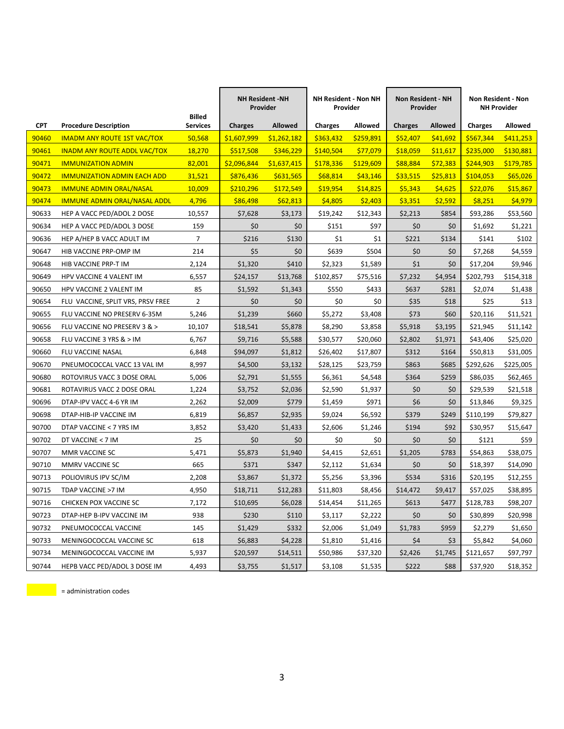| CPT | Procedure Description | Billed Services | NH Resident -NH Provider | | NH Resident - Non NH Provider | | Non Resident - NH Provider | | Non Resident - Non NH Provider | |
|---|---|---|---|---|---|---|---|---|---|---|
| | | | Charges | Allowed | Charges | Allowed | Charges | Allowed | Charges | Allowed |
| 90460 | IMADM ANY ROUTE 1ST VAC/TOX | 50,568 | $1,607,999 | $1,262,182 | $363,432 | $259,891 | $52,407 | $41,692 | $567,344 | $411,253 |
| 90461 | INADM ANY ROUTE ADDL VAC/TOX | 18,270 | $517,508 | $346,229 | $140,504 | $77,079 | $18,059 | $11,617 | $235,000 | $130,881 |
| 90471 | IMMUNIZATION ADMIN | 82,001 | $2,096,844 | $1,637,415 | $178,336 | $129,609 | $88,884 | $72,383 | $244,903 | $179,785 |
| 90472 | IMMUNIZATION ADMIN EACH ADD | 31,521 | $876,436 | $631,565 | $68,814 | $43,146 | $33,515 | $25,813 | $104,053 | $65,026 |
| 90473 | IMMUNE ADMIN ORAL/NASAL | 10,009 | $210,296 | $172,549 | $19,954 | $14,825 | $5,343 | $4,625 | $22,076 | $15,867 |
| 90474 | IMMUNE ADMIN ORAL/NASAL ADDL | 4,796 | $86,498 | $62,813 | $4,805 | $2,403 | $3,351 | $2,592 | $8,251 | $4,979 |
| 90633 | HEP A VACC PED/ADOL 2 DOSE | 10,557 | $7,628 | $3,173 | $19,242 | $12,343 | $2,213 | $854 | $93,286 | $53,560 |
| 90634 | HEP A VACC PED/ADOL 3 DOSE | 159 | $0 | $0 | $151 | $97 | $0 | $0 | $1,692 | $1,221 |
| 90636 | HEP A/HEP B VACC ADULT IM | 7 | $216 | $130 | $1 | $1 | $221 | $134 | $141 | $102 |
| 90647 | HIB VACCINE PRP-OMP IM | 214 | $5 | $0 | $639 | $504 | $0 | $0 | $7,268 | $4,559 |
| 90648 | HIB VACCINE PRP-T IM | 2,124 | $1,320 | $410 | $2,323 | $1,589 | $1 | $0 | $17,204 | $9,946 |
| 90649 | HPV VACCINE 4 VALENT IM | 6,557 | $24,157 | $13,768 | $102,857 | $75,516 | $7,232 | $4,954 | $202,793 | $154,318 |
| 90650 | HPV VACCINE 2 VALENT IM | 85 | $1,592 | $1,343 | $550 | $433 | $637 | $281 | $2,074 | $1,438 |
| 90654 | FLU VACCINE, SPLIT VRS, PRSV FREE | 2 | $0 | $0 | $0 | $0 | $35 | $18 | $25 | $13 |
| 90655 | FLU VACCINE NO PRESERV 6-35M | 5,246 | $1,239 | $660 | $5,272 | $3,408 | $73 | $60 | $20,116 | $11,521 |
| 90656 | FLU VACCINE NO PRESERV 3 & > | 10,107 | $18,541 | $5,878 | $8,290 | $3,858 | $5,918 | $3,195 | $21,945 | $11,142 |
| 90658 | FLU VACCINE 3 YRS & > IM | 6,767 | $9,716 | $5,588 | $30,577 | $20,060 | $2,802 | $1,971 | $43,406 | $25,020 |
| 90660 | FLU VACCINE NASAL | 6,848 | $94,097 | $1,812 | $26,402 | $17,807 | $312 | $164 | $50,813 | $31,005 |
| 90670 | PNEUMOCOCCAL VACC 13 VAL IM | 8,997 | $4,500 | $3,132 | $28,125 | $23,759 | $863 | $685 | $292,626 | $225,005 |
| 90680 | ROTOVIRUS VACC 3 DOSE ORAL | 5,006 | $2,791 | $1,555 | $6,361 | $4,548 | $364 | $259 | $86,035 | $62,465 |
| 90681 | ROTAVIRUS VACC 2 DOSE ORAL | 1,224 | $3,752 | $2,036 | $2,590 | $1,937 | $0 | $0 | $29,539 | $21,518 |
| 90696 | DTAP-IPV VACC 4-6 YR IM | 2,262 | $2,009 | $779 | $1,459 | $971 | $6 | $0 | $13,846 | $9,325 |
| 90698 | DTAP-HIB-IP VACCINE IM | 6,819 | $6,857 | $2,935 | $9,024 | $6,592 | $379 | $249 | $110,199 | $79,827 |
| 90700 | DTAP VACCINE < 7 YRS IM | 3,852 | $3,420 | $1,433 | $2,606 | $1,246 | $194 | $92 | $30,957 | $15,647 |
| 90702 | DT VACCINE < 7 IM | 25 | $0 | $0 | $0 | $0 | $0 | $0 | $121 | $59 |
| 90707 | MMR VACCINE SC | 5,471 | $5,873 | $1,940 | $4,415 | $2,651 | $1,205 | $783 | $54,863 | $38,075 |
| 90710 | MMRV VACCINE SC | 665 | $371 | $347 | $2,112 | $1,634 | $0 | $0 | $18,397 | $14,090 |
| 90713 | POLIOVIRUS IPV SC/IM | 2,208 | $3,867 | $1,372 | $5,256 | $3,396 | $534 | $316 | $20,195 | $12,255 |
| 90715 | TDAP VACCINE >7 IM | 4,950 | $18,711 | $12,283 | $11,803 | $8,456 | $14,472 | $9,417 | $57,025 | $38,895 |
| 90716 | CHICKEN POX VACCINE SC | 7,172 | $10,695 | $6,028 | $14,454 | $11,265 | $613 | $477 | $128,783 | $98,207 |
| 90723 | DTAP-HEP B-IPV VACCINE IM | 938 | $230 | $110 | $3,117 | $2,222 | $0 | $0 | $30,899 | $20,998 |
| 90732 | PNEUMOCOCCAL VACCINE | 145 | $1,429 | $332 | $2,006 | $1,049 | $1,783 | $959 | $2,279 | $1,650 |
| 90733 | MENINGOCOCCAL VACCINE SC | 618 | $6,883 | $4,228 | $1,810 | $1,416 | $4 | $3 | $5,842 | $4,060 |
| 90734 | MENINGOCOCCAL VACCINE IM | 5,937 | $20,597 | $14,511 | $50,986 | $37,320 | $2,426 | $1,745 | $121,657 | $97,797 |
| 90744 | HEPB VACC PED/ADOL 3 DOSE IM | 4,493 | $3,755 | $1,517 | $3,108 | $1,535 | $222 | $88 | $37,920 | $18,352 |

(highlighted) = administration codes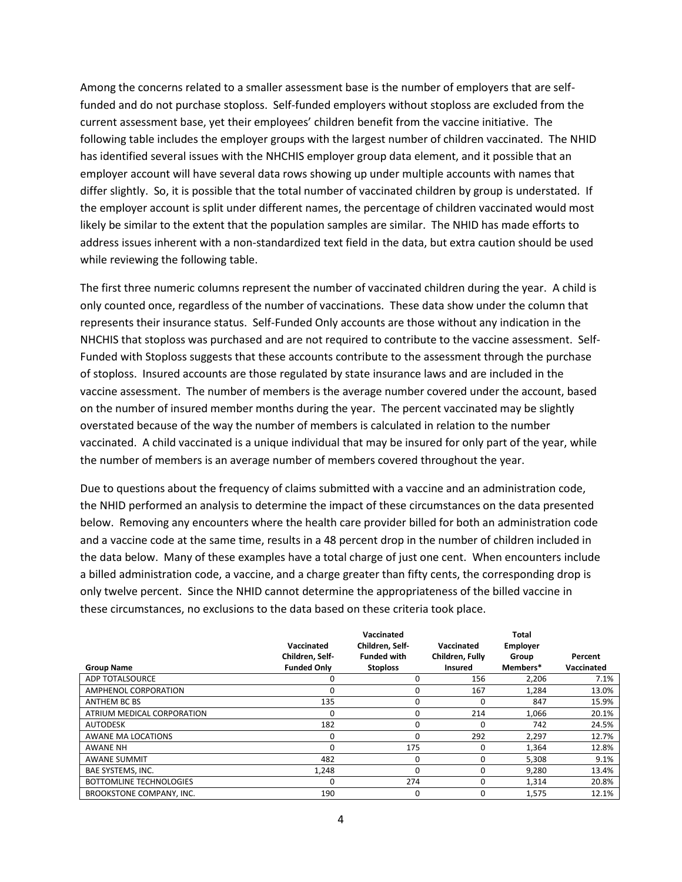Among the concerns related to a smaller assessment base is the number of employers that are self-funded and do not purchase stoploss. Self-funded employers without stoploss are excluded from the current assessment base, yet their employees' children benefit from the vaccine initiative. The following table includes the employer groups with the largest number of children vaccinated. The NHID has identified several issues with the NHCHIS employer group data element, and it possible that an employer account will have several data rows showing up under multiple accounts with names that differ slightly. So, it is possible that the total number of vaccinated children by group is understated. If the employer account is split under different names, the percentage of children vaccinated would most likely be similar to the extent that the population samples are similar. The NHID has made efforts to address issues inherent with a non-standardized text field in the data, but extra caution should be used while reviewing the following table.

The first three numeric columns represent the number of vaccinated children during the year. A child is only counted once, regardless of the number of vaccinations. These data show under the column that represents their insurance status. Self-Funded Only accounts are those without any indication in the NHCHIS that stoploss was purchased and are not required to contribute to the vaccine assessment. Self-Funded with Stoploss suggests that these accounts contribute to the assessment through the purchase of stoploss. Insured accounts are those regulated by state insurance laws and are included in the vaccine assessment. The number of members is the average number covered under the account, based on the number of insured member months during the year. The percent vaccinated may be slightly overstated because of the way the number of members is calculated in relation to the number vaccinated. A child vaccinated is a unique individual that may be insured for only part of the year, while the number of members is an average number of members covered throughout the year.

Due to questions about the frequency of claims submitted with a vaccine and an administration code, the NHID performed an analysis to determine the impact of these circumstances on the data presented below. Removing any encounters where the health care provider billed for both an administration code and a vaccine code at the same time, results in a 48 percent drop in the number of children included in the data below. Many of these examples have a total charge of just one cent. When encounters include a billed administration code, a vaccine, and a charge greater than fifty cents, the corresponding drop is only twelve percent. Since the NHID cannot determine the appropriateness of the billed vaccine in these circumstances, no exclusions to the data based on these criteria took place.

| Group Name | Vaccinated Children, Self-Funded Only | Vaccinated Children, Self-Funded with Stoploss | Vaccinated Children, Fully Insured | Total Employer Group Members* | Percent Vaccinated |
|---|---|---|---|---|---|
| ADP TOTALSOURCE | 0 | 0 | 156 | 2,206 | 7.1% |
| AMPHENOL CORPORATION | 0 | 0 | 167 | 1,284 | 13.0% |
| ANTHEM BC BS | 135 | 0 | 0 | 847 | 15.9% |
| ATRIUM MEDICAL CORPORATION | 0 | 0 | 214 | 1,066 | 20.1% |
| AUTODESK | 182 | 0 | 0 | 742 | 24.5% |
| AWANE MA LOCATIONS | 0 | 0 | 292 | 2,297 | 12.7% |
| AWANE NH | 0 | 175 | 0 | 1,364 | 12.8% |
| AWANE SUMMIT | 482 | 0 | 0 | 5,308 | 9.1% |
| BAE SYSTEMS, INC. | 1,248 | 0 | 0 | 9,280 | 13.4% |
| BOTTOMLINE TECHNOLOGIES | 0 | 274 | 0 | 1,314 | 20.8% |
| BROOKSTONE COMPANY, INC. | 190 | 0 | 0 | 1,575 | 12.1% |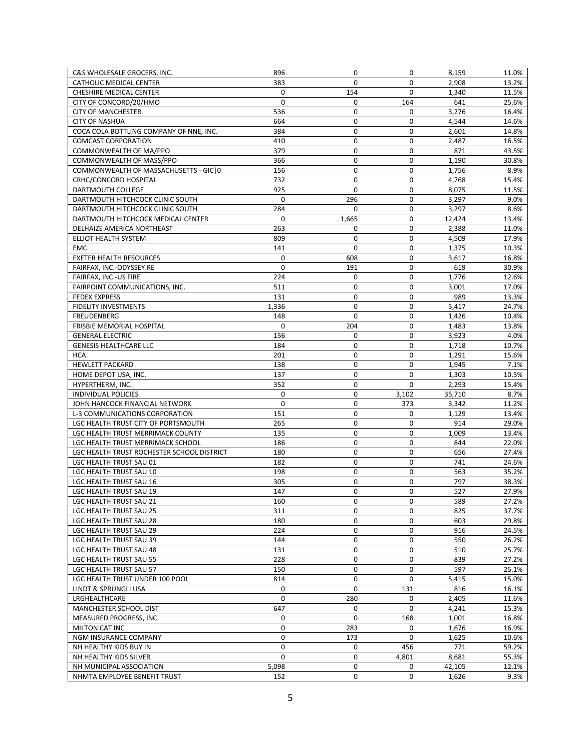| | | | | | |
|---|---|---|---|---|---|
| C&S WHOLESALE GROCERS, INC. | 896 | 0 | 0 | 8,159 | 11.0% |
| CATHOLIC MEDICAL CENTER | 383 | 0 | 0 | 2,908 | 13.2% |
| CHESHIRE MEDICAL CENTER | 0 | 154 | 0 | 1,340 | 11.5% |
| CITY OF CONCORD/20/HMO | 0 | 0 | 164 | 641 | 25.6% |
| CITY OF MANCHESTER | 536 | 0 | 0 | 3,276 | 16.4% |
| CITY OF NASHUA | 664 | 0 | 0 | 4,544 | 14.6% |
| COCA COLA BOTTLING COMPANY OF NNE, INC. | 384 | 0 | 0 | 2,601 | 14.8% |
| COMCAST CORPORATION | 410 | 0 | 0 | 2,487 | 16.5% |
| COMMONWEALTH OF MA/PPO | 379 | 0 | 0 | 871 | 43.5% |
| COMMONWEALTH OF MASS/PPO | 366 | 0 | 0 | 1,190 | 30.8% |
| COMMONWEALTH OF MASSACHUSETTS - GIC\|0 | 156 | 0 | 0 | 1,756 | 8.9% |
| CRHC/CONCORD HOSPITAL | 732 | 0 | 0 | 4,768 | 15.4% |
| DARTMOUTH COLLEGE | 925 | 0 | 0 | 8,075 | 11.5% |
| DARTMOUTH HITCHCOCK CLINIC SOUTH | 0 | 296 | 0 | 3,297 | 9.0% |
| DARTMOUTH HITCHCOCK CLINIC SOUTH | 284 | 0 | 0 | 3,297 | 8.6% |
| DARTMOUTH HITCHCOCK MEDICAL CENTER | 0 | 1,665 | 0 | 12,424 | 13.4% |
| DELHAIZE AMERICA NORTHEAST | 263 | 0 | 0 | 2,388 | 11.0% |
| ELLIOT HEALTH SYSTEM | 809 | 0 | 0 | 4,509 | 17.9% |
| EMC | 141 | 0 | 0 | 1,375 | 10.3% |
| EXETER HEALTH RESOURCES | 0 | 608 | 0 | 3,617 | 16.8% |
| FAIRFAX, INC.-ODYSSEY RE | 0 | 191 | 0 | 619 | 30.9% |
| FAIRFAX, INC.-US FIRE | 224 | 0 | 0 | 1,776 | 12.6% |
| FAIRPOINT COMMUNICATIONS, INC. | 511 | 0 | 0 | 3,001 | 17.0% |
| FEDEX EXPRESS | 131 | 0 | 0 | 989 | 13.3% |
| FIDELITY INVESTMENTS | 1,336 | 0 | 0 | 5,417 | 24.7% |
| FREUDENBERG | 148 | 0 | 0 | 1,426 | 10.4% |
| FRISBIE MEMORIAL HOSPITAL | 0 | 204 | 0 | 1,483 | 13.8% |
| GENERAL ELECTRIC | 156 | 0 | 0 | 3,923 | 4.0% |
| GENESIS HEALTHCARE LLC | 184 | 0 | 0 | 1,718 | 10.7% |
| HCA | 201 | 0 | 0 | 1,291 | 15.6% |
| HEWLETT PACKARD | 138 | 0 | 0 | 1,945 | 7.1% |
| HOME DEPOT USA, INC. | 137 | 0 | 0 | 1,303 | 10.5% |
| HYPERTHERM, INC. | 352 | 0 | 0 | 2,293 | 15.4% |
| INDIVIDUAL POLICIES | 0 | 0 | 3,102 | 35,710 | 8.7% |
| JOHN HANCOCK FINANCIAL NETWORK | 0 | 0 | 373 | 3,342 | 11.2% |
| L-3 COMMUNICATIONS CORPORATION | 151 | 0 | 0 | 1,129 | 13.4% |
| LGC HEALTH TRUST CITY OF PORTSMOUTH | 265 | 0 | 0 | 914 | 29.0% |
| LGC HEALTH TRUST MERRIMACK COUNTY | 135 | 0 | 0 | 1,009 | 13.4% |
| LGC HEALTH TRUST MERRIMACK SCHOOL | 186 | 0 | 0 | 844 | 22.0% |
| LGC HEALTH TRUST ROCHESTER SCHOOL DISTRICT | 180 | 0 | 0 | 656 | 27.4% |
| LGC HEALTH TRUST SAU 01 | 182 | 0 | 0 | 741 | 24.6% |
| LGC HEALTH TRUST SAU 10 | 198 | 0 | 0 | 563 | 35.2% |
| LGC HEALTH TRUST SAU 16 | 305 | 0 | 0 | 797 | 38.3% |
| LGC HEALTH TRUST SAU 19 | 147 | 0 | 0 | 527 | 27.9% |
| LGC HEALTH TRUST SAU 21 | 160 | 0 | 0 | 589 | 27.2% |
| LGC HEALTH TRUST SAU 25 | 311 | 0 | 0 | 825 | 37.7% |
| LGC HEALTH TRUST SAU 28 | 180 | 0 | 0 | 603 | 29.8% |
| LGC HEALTH TRUST SAU 29 | 224 | 0 | 0 | 916 | 24.5% |
| LGC HEALTH TRUST SAU 39 | 144 | 0 | 0 | 550 | 26.2% |
| LGC HEALTH TRUST SAU 48 | 131 | 0 | 0 | 510 | 25.7% |
| LGC HEALTH TRUST SAU 55 | 228 | 0 | 0 | 839 | 27.2% |
| LGC HEALTH TRUST SAU 57 | 150 | 0 | 0 | 597 | 25.1% |
| LGC HEALTH TRUST UNDER 100 POOL | 814 | 0 | 0 | 5,415 | 15.0% |
| LINDT & SPRUNGLI USA | 0 | 0 | 131 | 816 | 16.1% |
| LRGHEALTHCARE | 0 | 280 | 0 | 2,405 | 11.6% |
| MANCHESTER SCHOOL DIST | 647 | 0 | 0 | 4,241 | 15.3% |
| MEASURED PROGRESS, INC. | 0 | 0 | 168 | 1,001 | 16.8% |
| MILTON CAT INC | 0 | 283 | 0 | 1,676 | 16.9% |
| NGM INSURANCE COMPANY | 0 | 173 | 0 | 1,625 | 10.6% |
| NH HEALTHY KIDS BUY IN | 0 | 0 | 456 | 771 | 59.2% |
| NH HEALTHY KIDS SILVER | 0 | 0 | 4,801 | 8,681 | 55.3% |
| NH MUNICIPAL ASSOCIATION | 5,098 | 0 | 0 | 42,105 | 12.1% |
| NHMTA EMPLOYEE BENEFIT TRUST | 152 | 0 | 0 | 1,626 | 9.3% |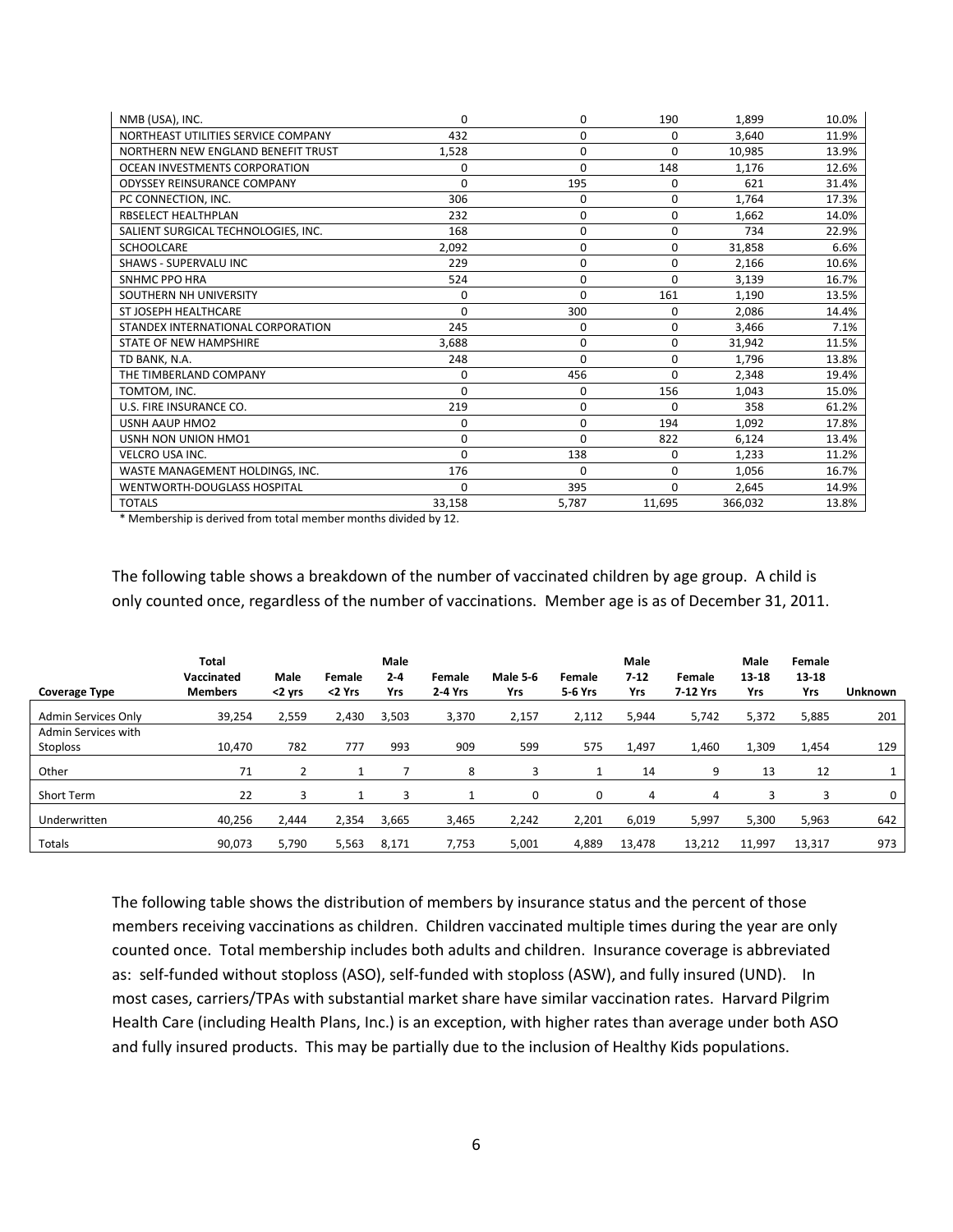| | | | | | |
|---|---|---|---|---|---|
| NMB (USA), INC. | 0 | 0 | 190 | 1,899 | 10.0% |
| NORTHEAST UTILITIES SERVICE COMPANY | 432 | 0 | 0 | 3,640 | 11.9% |
| NORTHERN NEW ENGLAND BENEFIT TRUST | 1,528 | 0 | 0 | 10,985 | 13.9% |
| OCEAN INVESTMENTS CORPORATION | 0 | 0 | 148 | 1,176 | 12.6% |
| ODYSSEY REINSURANCE COMPANY | 0 | 195 | 0 | 621 | 31.4% |
| PC CONNECTION, INC. | 306 | 0 | 0 | 1,764 | 17.3% |
| RBSELECT HEALTHPLAN | 232 | 0 | 0 | 1,662 | 14.0% |
| SALIENT SURGICAL TECHNOLOGIES, INC. | 168 | 0 | 0 | 734 | 22.9% |
| SCHOOLCARE | 2,092 | 0 | 0 | 31,858 | 6.6% |
| SHAWS - SUPERVALU INC | 229 | 0 | 0 | 2,166 | 10.6% |
| SNHMC PPO HRA | 524 | 0 | 0 | 3,139 | 16.7% |
| SOUTHERN NH UNIVERSITY | 0 | 0 | 161 | 1,190 | 13.5% |
| ST JOSEPH HEALTHCARE | 0 | 300 | 0 | 2,086 | 14.4% |
| STANDEX INTERNATIONAL CORPORATION | 245 | 0 | 0 | 3,466 | 7.1% |
| STATE OF NEW HAMPSHIRE | 3,688 | 0 | 0 | 31,942 | 11.5% |
| TD BANK, N.A. | 248 | 0 | 0 | 1,796 | 13.8% |
| THE TIMBERLAND COMPANY | 0 | 456 | 0 | 2,348 | 19.4% |
| TOMTOM, INC. | 0 | 0 | 156 | 1,043 | 15.0% |
| U.S. FIRE INSURANCE CO. | 219 | 0 | 0 | 358 | 61.2% |
| USNH AAUP HMO2 | 0 | 0 | 194 | 1,092 | 17.8% |
| USNH NON UNION HMO1 | 0 | 0 | 822 | 6,124 | 13.4% |
| VELCRO USA INC. | 0 | 138 | 0 | 1,233 | 11.2% |
| WASTE MANAGEMENT HOLDINGS, INC. | 176 | 0 | 0 | 1,056 | 16.7% |
| WENTWORTH-DOUGLASS HOSPITAL | 0 | 395 | 0 | 2,645 | 14.9% |
| TOTALS | 33,158 | 5,787 | 11,695 | 366,032 | 13.8% |

* Membership is derived from total member months divided by 12.

The following table shows a breakdown of the number of vaccinated children by age group. A child is only counted once, regardless of the number of vaccinations. Member age is as of December 31, 2011.

| Coverage Type | Total Vaccinated Members | Male <2 yrs | Female <2 Yrs | Male 2-4 Yrs | Female 2-4 Yrs | Male 5-6 Yrs | Female 5-6 Yrs | Male 7-12 Yrs | Female 7-12 Yrs | Male 13-18 Yrs | Female 13-18 Yrs | Unknown |
|---|---|---|---|---|---|---|---|---|---|---|---|---|
| Admin Services Only | 39,254 | 2,559 | 2,430 | 3,503 | 3,370 | 2,157 | 2,112 | 5,944 | 5,742 | 5,372 | 5,885 | 201 |
| Admin Services with Stoploss | 10,470 | 782 | 777 | 993 | 909 | 599 | 575 | 1,497 | 1,460 | 1,309 | 1,454 | 129 |
| Other | 71 | 2 | 1 | 7 | 8 | 3 | 1 | 14 | 9 | 13 | 12 | 1 |
| Short Term | 22 | 3 | 1 | 3 | 1 | 0 | 0 | 4 | 4 | 3 | 3 | 0 |
| Underwritten | 40,256 | 2,444 | 2,354 | 3,665 | 3,465 | 2,242 | 2,201 | 6,019 | 5,997 | 5,300 | 5,963 | 642 |
| Totals | 90,073 | 5,790 | 5,563 | 8,171 | 7,753 | 5,001 | 4,889 | 13,478 | 13,212 | 11,997 | 13,317 | 973 |

The following table shows the distribution of members by insurance status and the percent of those members receiving vaccinations as children. Children vaccinated multiple times during the year are only counted once. Total membership includes both adults and children. Insurance coverage is abbreviated as: self-funded without stoploss (ASO), self-funded with stoploss (ASW), and fully insured (UND). In most cases, carriers/TPAs with substantial market share have similar vaccination rates. Harvard Pilgrim Health Care (including Health Plans, Inc.) is an exception, with higher rates than average under both ASO and fully insured products. This may be partially due to the inclusion of Healthy Kids populations.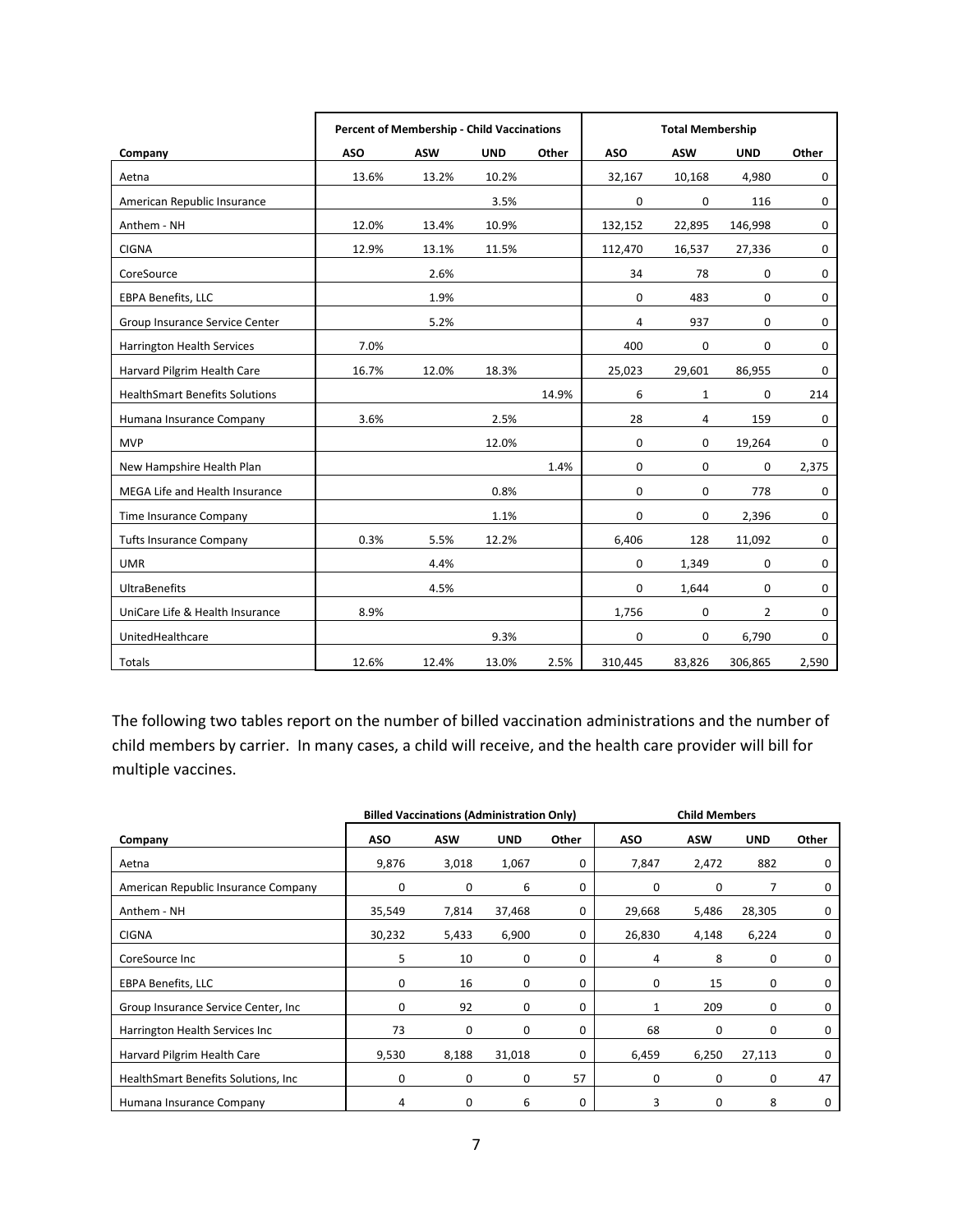| Company | Percent of Membership - Child Vaccinations | | | | Total Membership | | | |
|---|---|---|---|---|---|---|---|---|
| | ASO | ASW | UND | Other | ASO | ASW | UND | Other |
| Aetna | 13.6% | 13.2% | 10.2% | | 32,167 | 10,168 | 4,980 | 0 |
| American Republic Insurance | | | 3.5% | | 0 | 0 | 116 | 0 |
| Anthem - NH | 12.0% | 13.4% | 10.9% | | 132,152 | 22,895 | 146,998 | 0 |
| CIGNA | 12.9% | 13.1% | 11.5% | | 112,470 | 16,537 | 27,336 | 0 |
| CoreSource | | 2.6% | | | 34 | 78 | 0 | 0 |
| EBPA Benefits, LLC | | 1.9% | | | 0 | 483 | 0 | 0 |
| Group Insurance Service Center | | 5.2% | | | 4 | 937 | 0 | 0 |
| Harrington Health Services | 7.0% | | | | 400 | 0 | 0 | 0 |
| Harvard Pilgrim Health Care | 16.7% | 12.0% | 18.3% | | 25,023 | 29,601 | 86,955 | 0 |
| HealthSmart Benefits Solutions | | | | 14.9% | 6 | 1 | 0 | 214 |
| Humana Insurance Company | 3.6% | | 2.5% | | 28 | 4 | 159 | 0 |
| MVP | | | 12.0% | | 0 | 0 | 19,264 | 0 |
| New Hampshire Health Plan | | | | 1.4% | 0 | 0 | 0 | 2,375 |
| MEGA Life and Health Insurance | | | 0.8% | | 0 | 0 | 778 | 0 |
| Time Insurance Company | | | 1.1% | | 0 | 0 | 2,396 | 0 |
| Tufts Insurance Company | 0.3% | 5.5% | 12.2% | | 6,406 | 128 | 11,092 | 0 |
| UMR | | 4.4% | | | 0 | 1,349 | 0 | 0 |
| UltraBenefits | | 4.5% | | | 0 | 1,644 | 0 | 0 |
| UniCare Life & Health Insurance | 8.9% | | | | 1,756 | 0 | 2 | 0 |
| UnitedHealthcare | | | 9.3% | | 0 | 0 | 6,790 | 0 |
| Totals | 12.6% | 12.4% | 13.0% | 2.5% | 310,445 | 83,826 | 306,865 | 2,590 |

The following two tables report on the number of billed vaccination administrations and the number of child members by carrier. In many cases, a child will receive, and the health care provider will bill for multiple vaccines.

| Company | Billed Vaccinations (Administration Only) | | | | Child Members | | | |
|---|---|---|---|---|---|---|---|---|
| | ASO | ASW | UND | Other | ASO | ASW | UND | Other |
| Aetna | 9,876 | 3,018 | 1,067 | 0 | 7,847 | 2,472 | 882 | 0 |
| American Republic Insurance Company | 0 | 0 | 6 | 0 | 0 | 0 | 7 | 0 |
| Anthem - NH | 35,549 | 7,814 | 37,468 | 0 | 29,668 | 5,486 | 28,305 | 0 |
| CIGNA | 30,232 | 5,433 | 6,900 | 0 | 26,830 | 4,148 | 6,224 | 0 |
| CoreSource Inc | 5 | 10 | 0 | 0 | 4 | 8 | 0 | 0 |
| EBPA Benefits, LLC | 0 | 16 | 0 | 0 | 0 | 15 | 0 | 0 |
| Group Insurance Service Center, Inc | 0 | 92 | 0 | 0 | 1 | 209 | 0 | 0 |
| Harrington Health Services Inc | 73 | 0 | 0 | 0 | 68 | 0 | 0 | 0 |
| Harvard Pilgrim Health Care | 9,530 | 8,188 | 31,018 | 0 | 6,459 | 6,250 | 27,113 | 0 |
| HealthSmart Benefits Solutions, Inc | 0 | 0 | 0 | 57 | 0 | 0 | 0 | 47 |
| Humana Insurance Company | 4 | 0 | 6 | 0 | 3 | 0 | 8 | 0 |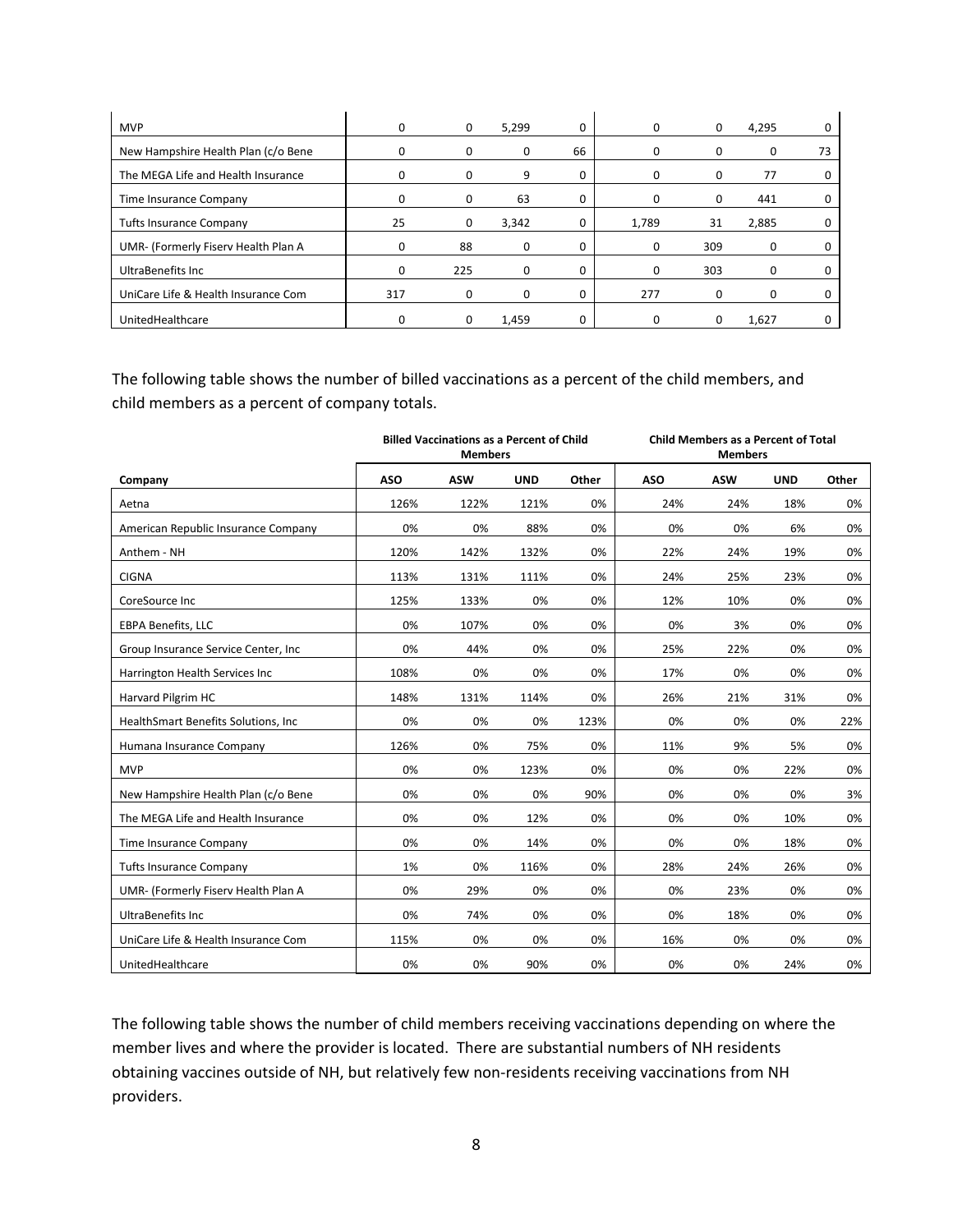| | | | | | | | | |
|---|---|---|---|---|---|---|---|---|
| MVP | 0 | 0 | 5,299 | 0 | 0 | 0 | 4,295 | 0 |
| New Hampshire Health Plan (c/o Bene | 0 | 0 | 0 | 66 | 0 | 0 | 0 | 73 |
| The MEGA Life and Health Insurance | 0 | 0 | 9 | 0 | 0 | 0 | 77 | 0 |
| Time Insurance Company | 0 | 0 | 63 | 0 | 0 | 0 | 441 | 0 |
| Tufts Insurance Company | 25 | 0 | 3,342 | 0 | 1,789 | 31 | 2,885 | 0 |
| UMR- (Formerly Fiserv Health Plan A | 0 | 88 | 0 | 0 | 0 | 309 | 0 | 0 |
| UltraBenefits Inc | 0 | 225 | 0 | 0 | 0 | 303 | 0 | 0 |
| UniCare Life & Health Insurance Com | 317 | 0 | 0 | 0 | 277 | 0 | 0 | 0 |
| UnitedHealthcare | 0 | 0 | 1,459 | 0 | 0 | 0 | 1,627 | 0 |

The following table shows the number of billed vaccinations as a percent of the child members, and child members as a percent of company totals.

| | Billed Vaccinations as a Percent of Child Members | | | | Child Members as a Percent of Total Members | | | |
|---|---|---|---|---|---|---|---|---|
| Company | ASO | ASW | UND | Other | ASO | ASW | UND | Other |
| Aetna | 126% | 122% | 121% | 0% | 24% | 24% | 18% | 0% |
| American Republic Insurance Company | 0% | 0% | 88% | 0% | 0% | 0% | 6% | 0% |
| Anthem - NH | 120% | 142% | 132% | 0% | 22% | 24% | 19% | 0% |
| CIGNA | 113% | 131% | 111% | 0% | 24% | 25% | 23% | 0% |
| CoreSource Inc | 125% | 133% | 0% | 0% | 12% | 10% | 0% | 0% |
| EBPA Benefits, LLC | 0% | 107% | 0% | 0% | 0% | 3% | 0% | 0% |
| Group Insurance Service Center, Inc | 0% | 44% | 0% | 0% | 25% | 22% | 0% | 0% |
| Harrington Health Services Inc | 108% | 0% | 0% | 0% | 17% | 0% | 0% | 0% |
| Harvard Pilgrim HC | 148% | 131% | 114% | 0% | 26% | 21% | 31% | 0% |
| HealthSmart Benefits Solutions, Inc | 0% | 0% | 0% | 123% | 0% | 0% | 0% | 22% |
| Humana Insurance Company | 126% | 0% | 75% | 0% | 11% | 9% | 5% | 0% |
| MVP | 0% | 0% | 123% | 0% | 0% | 0% | 22% | 0% |
| New Hampshire Health Plan (c/o Bene | 0% | 0% | 0% | 90% | 0% | 0% | 0% | 3% |
| The MEGA Life and Health Insurance | 0% | 0% | 12% | 0% | 0% | 0% | 10% | 0% |
| Time Insurance Company | 0% | 0% | 14% | 0% | 0% | 0% | 18% | 0% |
| Tufts Insurance Company | 1% | 0% | 116% | 0% | 28% | 24% | 26% | 0% |
| UMR- (Formerly Fiserv Health Plan A | 0% | 29% | 0% | 0% | 0% | 23% | 0% | 0% |
| UltraBenefits Inc | 0% | 74% | 0% | 0% | 0% | 18% | 0% | 0% |
| UniCare Life & Health Insurance Com | 115% | 0% | 0% | 0% | 16% | 0% | 0% | 0% |
| UnitedHealthcare | 0% | 0% | 90% | 0% | 0% | 0% | 24% | 0% |

The following table shows the number of child members receiving vaccinations depending on where the member lives and where the provider is located. There are substantial numbers of NH residents obtaining vaccines outside of NH, but relatively few non-residents receiving vaccinations from NH providers.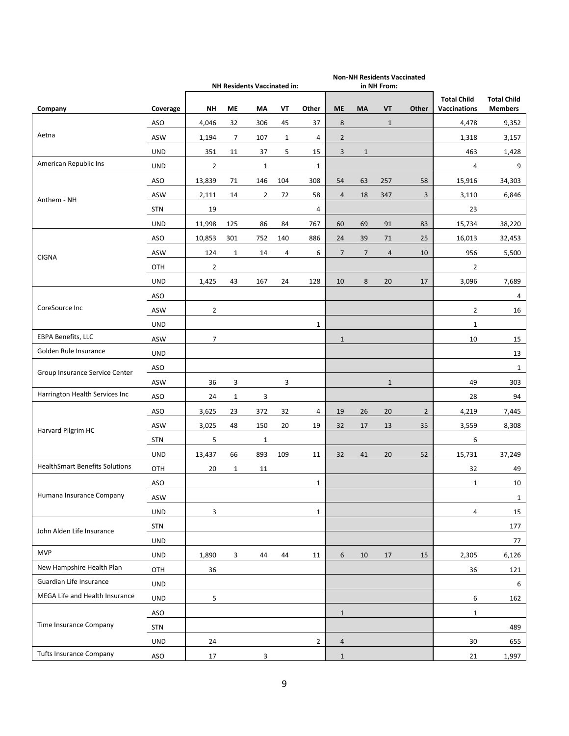| Company | Coverage | NH Residents Vaccinated in: | | | | | Non-NH Residents Vaccinated in NH From: | | | | Total Child Vaccinations | Total Child Members |
|---|---|---|---|---|---|---|---|---|---|---|---|---|
| | | NH | ME | MA | VT | Other | ME | MA | VT | Other | | |
| Aetna | ASO | 4,046 | 32 | 306 | 45 | 37 | 8 | | 1 | | 4,478 | 9,352 |
| | ASW | 1,194 | 7 | 107 | 1 | 4 | 2 | | | | 1,318 | 3,157 |
| | UND | 351 | 11 | 37 | 5 | 15 | 3 | 1 | | | 463 | 1,428 |
| American Republic Ins | UND | 2 | | 1 | | 1 | | | | | 4 | 9 |
| Anthem - NH | ASO | 13,839 | 71 | 146 | 104 | 308 | 54 | 63 | 257 | 58 | 15,916 | 34,303 |
| | ASW | 2,111 | 14 | 2 | 72 | 58 | 4 | 18 | 347 | 3 | 3,110 | 6,846 |
| | STN | 19 | | | | 4 | | | | | 23 | |
| | UND | 11,998 | 125 | 86 | 84 | 767 | 60 | 69 | 91 | 83 | 15,734 | 38,220 |
| CIGNA | ASO | 10,853 | 301 | 752 | 140 | 886 | 24 | 39 | 71 | 25 | 16,013 | 32,453 |
| | ASW | 124 | 1 | 14 | 4 | 6 | 7 | 7 | 4 | 10 | 956 | 5,500 |
| | OTH | 2 | | | | | | | | | 2 | |
| | UND | 1,425 | 43 | 167 | 24 | 128 | 10 | 8 | 20 | 17 | 3,096 | 7,689 |
| CoreSource Inc | ASO | | | | | | | | | | | 4 |
| | ASW | 2 | | | | | | | | | 2 | 16 |
| | UND | | | | | 1 | | | | | 1 | |
| EBPA Benefits, LLC | ASW | 7 | | | | | 1 | | | | 10 | 15 |
| Golden Rule Insurance | UND | | | | | | | | | | | 13 |
| Group Insurance Service Center | ASO | | | | | | | | | | | 1 |
| | ASW | 36 | 3 | | 3 | | | | 1 | | 49 | 303 |
| Harrington Health Services Inc | ASO | 24 | 1 | 3 | | | | | | | 28 | 94 |
| Harvard Pilgrim HC | ASO | 3,625 | 23 | 372 | 32 | 4 | 19 | 26 | 20 | 2 | 4,219 | 7,445 |
| | ASW | 3,025 | 48 | 150 | 20 | 19 | 32 | 17 | 13 | 35 | 3,559 | 8,308 |
| | STN | 5 | | 1 | | | | | | | 6 | |
| | UND | 13,437 | 66 | 893 | 109 | 11 | 32 | 41 | 20 | 52 | 15,731 | 37,249 |
| HealthSmart Benefits Solutions | OTH | 20 | 1 | 11 | | | | | | | 32 | 49 |
| Humana Insurance Company | ASO | | | | | 1 | | | | | 1 | 10 |
| | ASW | | | | | | | | | | | 1 |
| | UND | 3 | | | | 1 | | | | | 4 | 15 |
| John Alden Life Insurance | STN | | | | | | | | | | | 177 |
| | UND | | | | | | | | | | | 77 |
| MVP | UND | 1,890 | 3 | 44 | 44 | 11 | 6 | 10 | 17 | 15 | 2,305 | 6,126 |
| New Hampshire Health Plan | OTH | 36 | | | | | | | | | 36 | 121 |
| Guardian Life Insurance | UND | | | | | | | | | | | 6 |
| MEGA Life and Health Insurance | UND | 5 | | | | | | | | | 6 | 162 |
| Time Insurance Company | ASO | | | | | | 1 | | | | 1 | |
| | STN | | | | | | | | | | | 489 |
| | UND | 24 | | | | 2 | 4 | | | | 30 | 655 |
| Tufts Insurance Company | ASO | 17 | | 3 | | | 1 | | | | 21 | 1,997 |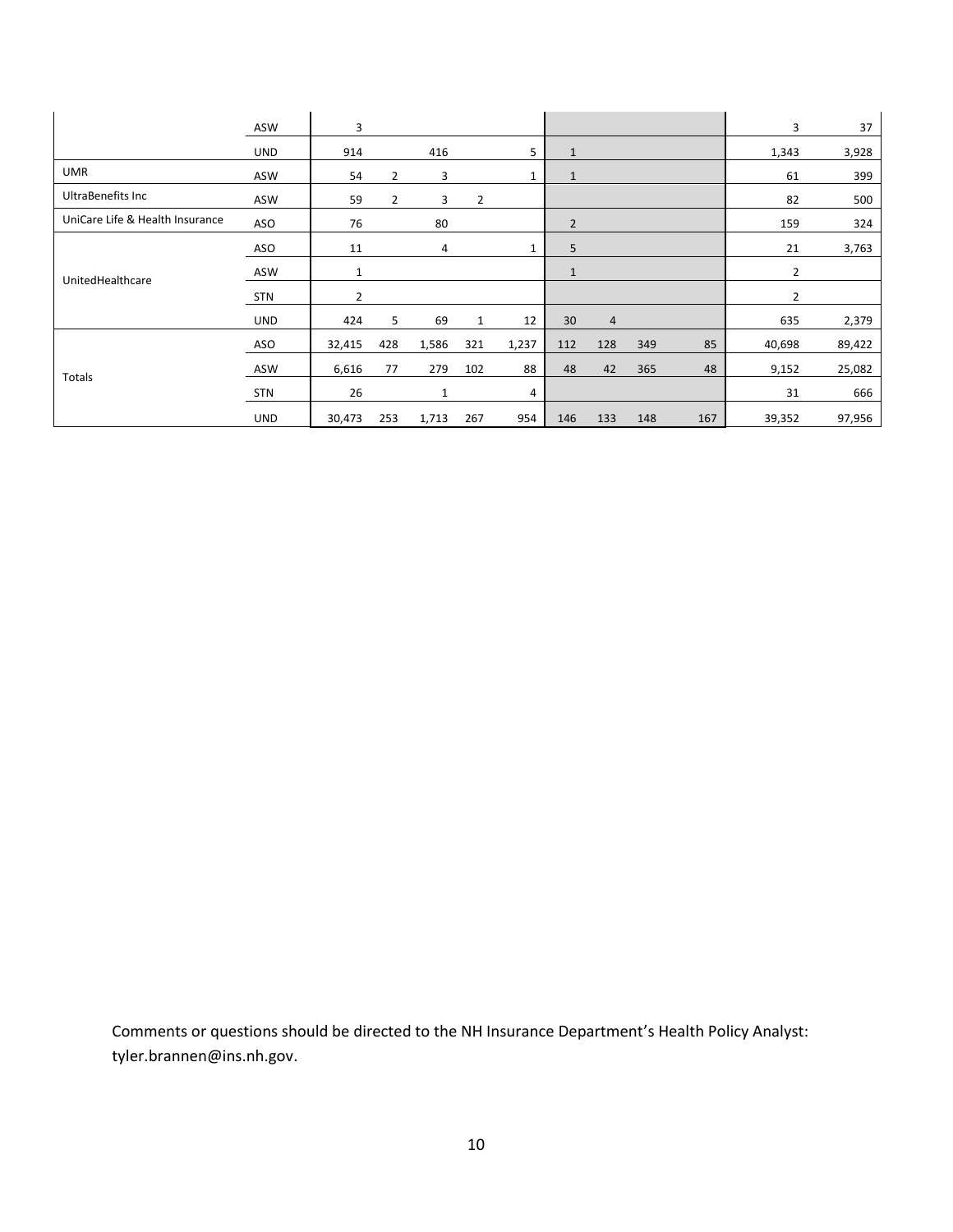| | | | | | | | | | | | | |
|---|---|---|---|---|---|---|---|---|---|---|---|---|
| | ASW | 3 | | | | | | | | | 3 | 37 |
| | UND | 914 | | 416 | | 5 | 1 | | | | 1,343 | 3,928 |
| UMR | ASW | 54 | 2 | 3 | | 1 | 1 | | | | 61 | 399 |
| UltraBenefits Inc | ASW | 59 | 2 | 3 | 2 | | | | | | 82 | 500 |
| UniCare Life & Health Insurance | ASO | 76 | | 80 | | | 2 | | | | 159 | 324 |
| UnitedHealthcare | ASO | 11 | | 4 | | 1 | 5 | | | | 21 | 3,763 |
| | ASW | 1 | | | | | 1 | | | | 2 | |
| | STN | 2 | | | | | | | | | 2 | |
| | UND | 424 | 5 | 69 | 1 | 12 | 30 | 4 | | | 635 | 2,379 |
| Totals | ASO | 32,415 | 428 | 1,586 | 321 | 1,237 | 112 | 128 | 349 | 85 | 40,698 | 89,422 |
| | ASW | 6,616 | 77 | 279 | 102 | 88 | 48 | 42 | 365 | 48 | 9,152 | 25,082 |
| | STN | 26 | | 1 | | 4 | | | | | 31 | 666 |
| | UND | 30,473 | 253 | 1,713 | 267 | 954 | 146 | 133 | 148 | 167 | 39,352 | 97,956 |

Comments or questions should be directed to the NH Insurance Department's Health Policy Analyst: tyler.brannen@ins.nh.gov.